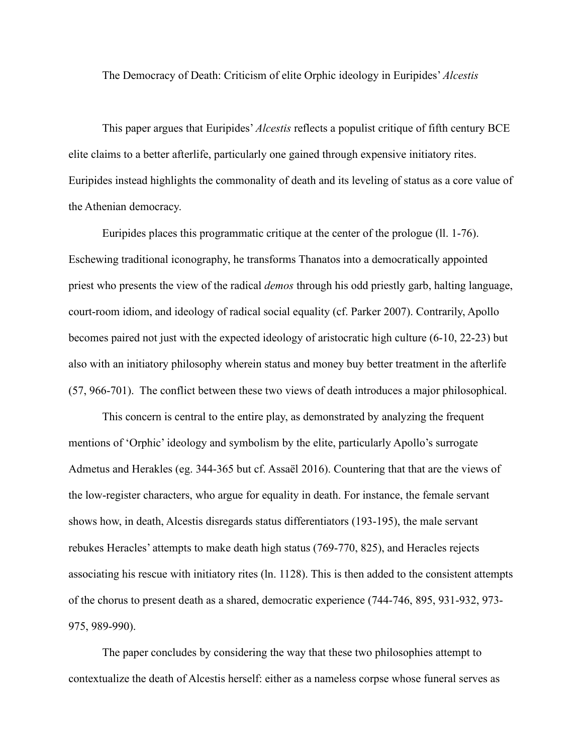The Democracy of Death: Criticism of elite Orphic ideology in Euripides' *Alcestis*

This paper argues that Euripides' *Alcestis* reflects a populist critique of fifth century BCE elite claims to a better afterlife, particularly one gained through expensive initiatory rites. Euripides instead highlights the commonality of death and its leveling of status as a core value of the Athenian democracy.

Euripides places this programmatic critique at the center of the prologue (ll. 1-76). Eschewing traditional iconography, he transforms Thanatos into a democratically appointed priest who presents the view of the radical *demos* through his odd priestly garb, halting language, court-room idiom, and ideology of radical social equality (cf. Parker 2007). Contrarily, Apollo becomes paired not just with the expected ideology of aristocratic high culture (6-10, 22-23) but also with an initiatory philosophy wherein status and money buy better treatment in the afterlife (57, 966-701). The conflict between these two views of death introduces a major philosophical.

This concern is central to the entire play, as demonstrated by analyzing the frequent mentions of 'Orphic' ideology and symbolism by the elite, particularly Apollo's surrogate Admetus and Herakles (eg. 344-365 but cf. Assaël 2016). Countering that that are the views of the low-register characters, who argue for equality in death. For instance, the female servant shows how, in death, Alcestis disregards status differentiators (193-195), the male servant rebukes Heracles' attempts to make death high status (769-770, 825), and Heracles rejects associating his rescue with initiatory rites (ln. 1128). This is then added to the consistent attempts of the chorus to present death as a shared, democratic experience (744-746, 895, 931-932, 973-975, 989-990).

The paper concludes by considering the way that these two philosophies attempt to contextualize the death of Alcestis herself: either as a nameless corpse whose funeral serves as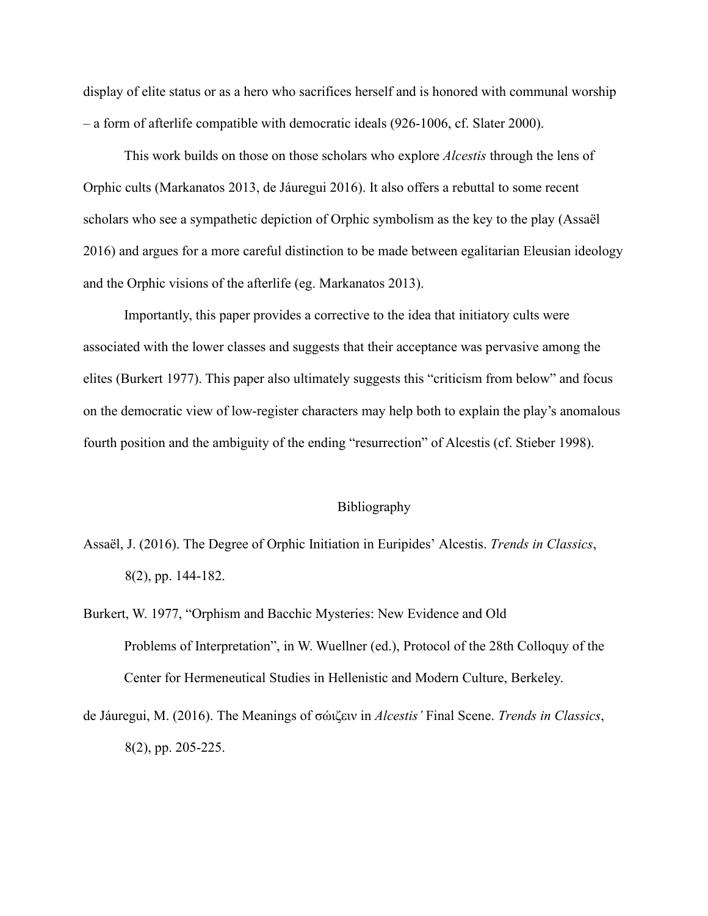display of elite status or as a hero who sacrifices herself and is honored with communal worship – a form of afterlife compatible with democratic ideals (926-1006, cf. Slater 2000).

This work builds on those on those scholars who explore *Alcestis* through the lens of Orphic cults (Markanatos 2013, de Jáuregui 2016). It also offers a rebuttal to some recent scholars who see a sympathetic depiction of Orphic symbolism as the key to the play (Assaël 2016) and argues for a more careful distinction to be made between egalitarian Eleusian ideology and the Orphic visions of the afterlife (eg. Markanatos 2013).

Importantly, this paper provides a corrective to the idea that initiatory cults were associated with the lower classes and suggests that their acceptance was pervasive among the elites (Burkert 1977). This paper also ultimately suggests this "criticism from below" and focus on the democratic view of low-register characters may help both to explain the play's anomalous fourth position and the ambiguity of the ending "resurrection" of Alcestis (cf. Stieber 1998).

## Bibliography

Assaël, J. (2016). The Degree of Orphic Initiation in Euripides' Alcestis. *Trends in Classics*, 8(2), pp. 144-182.

Burkert, W. 1977, "Orphism and Bacchic Mysteries: New Evidence and Old Problems of Interpretation", in W. Wuellner (ed.), Protocol of the 28th Colloquy of the Center for Hermeneutical Studies in Hellenistic and Modern Culture, Berkeley.

de Jáuregui, M. (2016). The Meanings of σώιζειν in *Alcestis'* Final Scene. *Trends in Classics*, 8(2), pp. 205-225.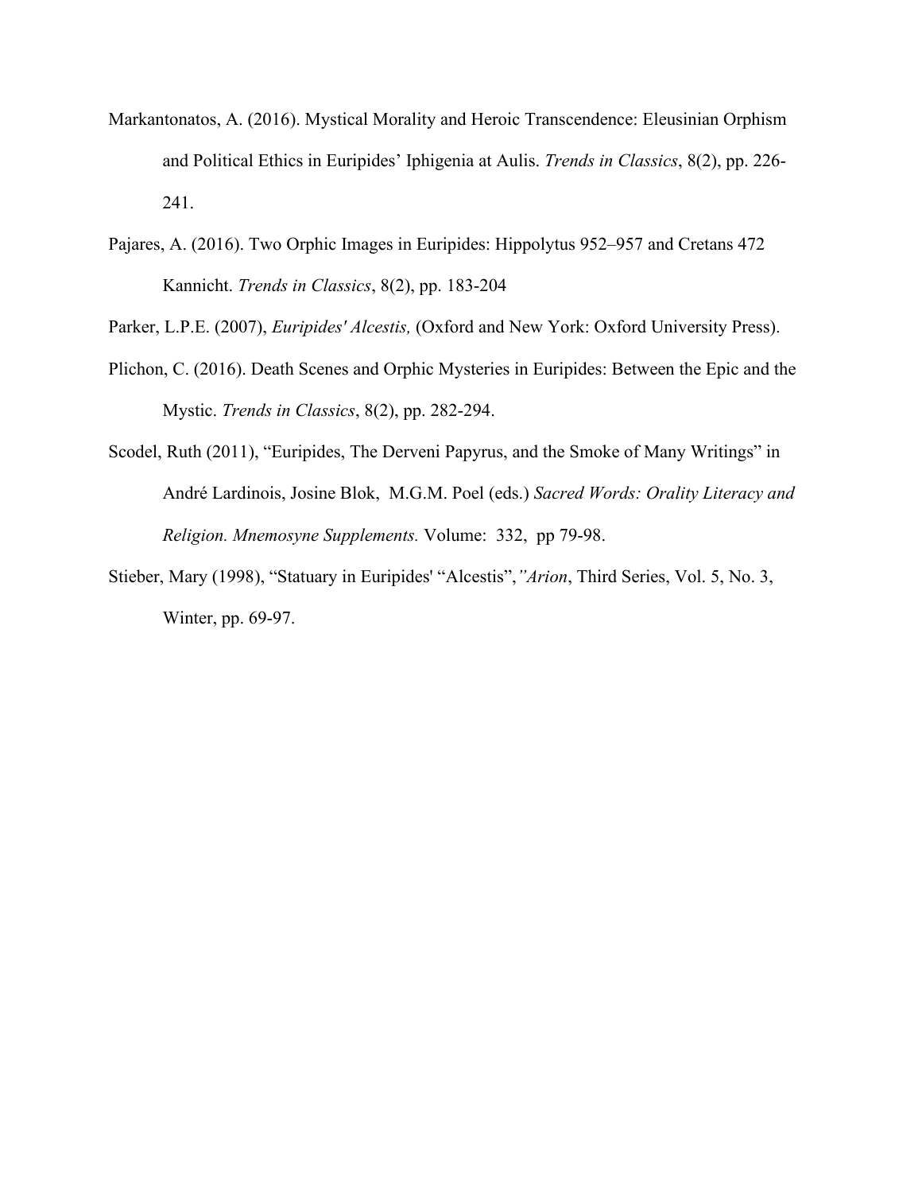Markantonatos, A. (2016). Mystical Morality and Heroic Transcendence: Eleusinian Orphism and Political Ethics in Euripides' Iphigenia at Aulis. *Trends in Classics*, 8(2), pp. 226-241.

Pajares, A. (2016). Two Orphic Images in Euripides: Hippolytus 952–957 and Cretans 472 Kannicht. *Trends in Classics*, 8(2), pp. 183-204

Parker, L.P.E. (2007), *Euripides' Alcestis,* (Oxford and New York: Oxford University Press).

Plichon, C. (2016). Death Scenes and Orphic Mysteries in Euripides: Between the Epic and the Mystic. *Trends in Classics*, 8(2), pp. 282-294.

Scodel, Ruth (2011), "Euripides, The Derveni Papyrus, and the Smoke of Many Writings" in André Lardinois, Josine Blok, M.G.M. Poel (eds.) *Sacred Words: Orality Literacy and Religion. Mnemosyne Supplements.* Volume: 332, pp 79-98.

Stieber, Mary (1998), "Statuary in Euripides' "Alcestis",*"Arion*, Third Series, Vol. 5, No. 3, Winter, pp. 69-97.